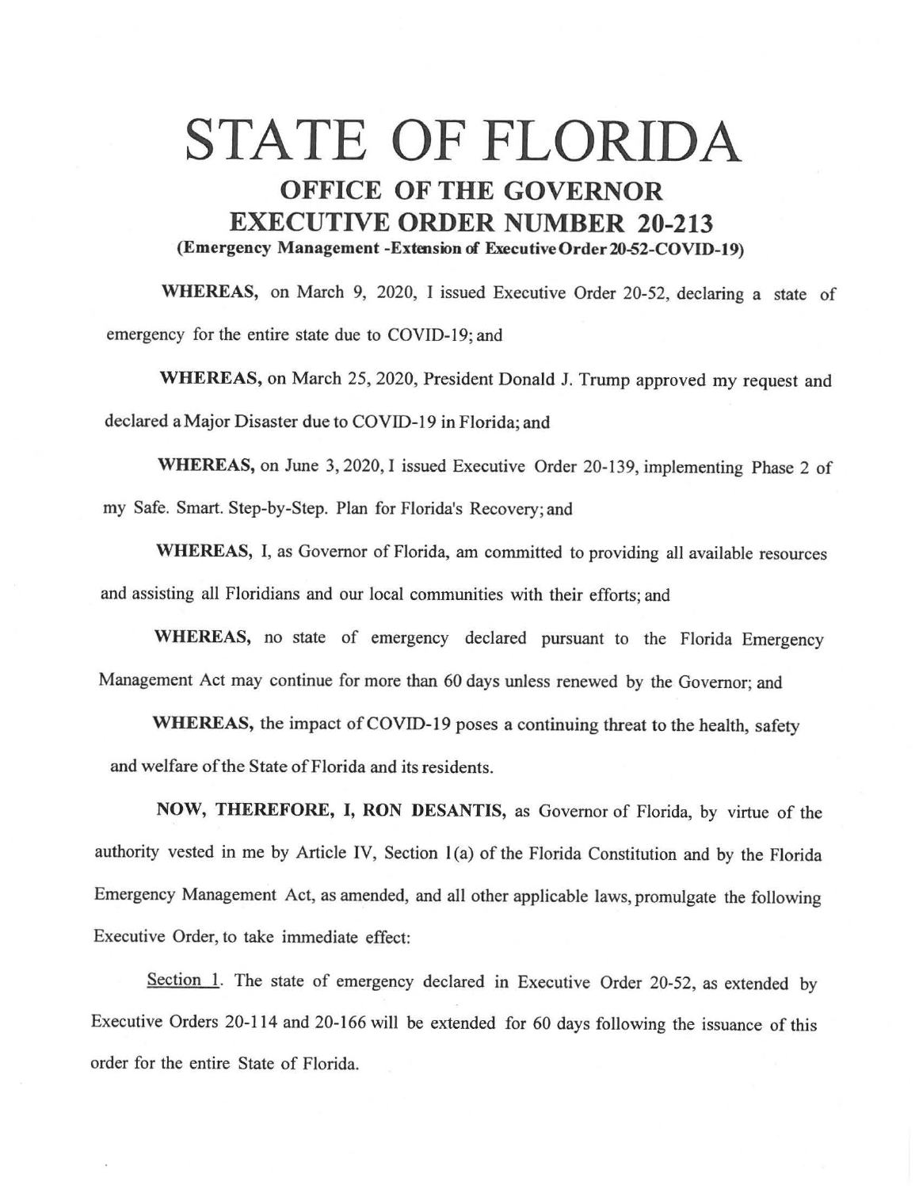# STATE OF FLORIDA

## OFFICE OF THE GOVERNOR

## EXECUTIVE ORDER NUMBER 20-213

**(Emergency Management -Extension of Executive Order 20-52-COVID-19)**

**WHEREAS,** on March 9, 2020, I issued Executive Order 20-52, declaring a state of emergency for the entire state due to COVID-19; and

**WHEREAS,** on March 25, 2020, President Donald J. Trump approved my request and declared a Major Disaster due to COVID-19 in Florida; and

**WHEREAS,** on June 3, 2020, I issued Executive Order 20-139, implementing Phase 2 of my Safe. Smart. Step-by-Step. Plan for Florida's Recovery; and

**WHEREAS,** I, as Governor of Florida, am committed to providing all available resources and assisting all Floridians and our local communities with their efforts; and

**WHEREAS,** no state of emergency declared pursuant to the Florida Emergency Management Act may continue for more than 60 days unless renewed by the Governor; and

**WHEREAS,** the impact of COVID-19 poses a continuing threat to the health, safety and welfare of the State of Florida and its residents.

**NOW, THEREFORE, I, RON DESANTIS,** as Governor of Florida, by virtue of the authority vested in me by Article IV, Section 1(a) of the Florida Constitution and by the Florida Emergency Management Act, as amended, and all other applicable laws, promulgate the following Executive Order, to take immediate effect:

Section 1. The state of emergency declared in Executive Order 20-52, as extended by Executive Orders 20-114 and 20-166 will be extended for 60 days following the issuance of this order for the entire State of Florida.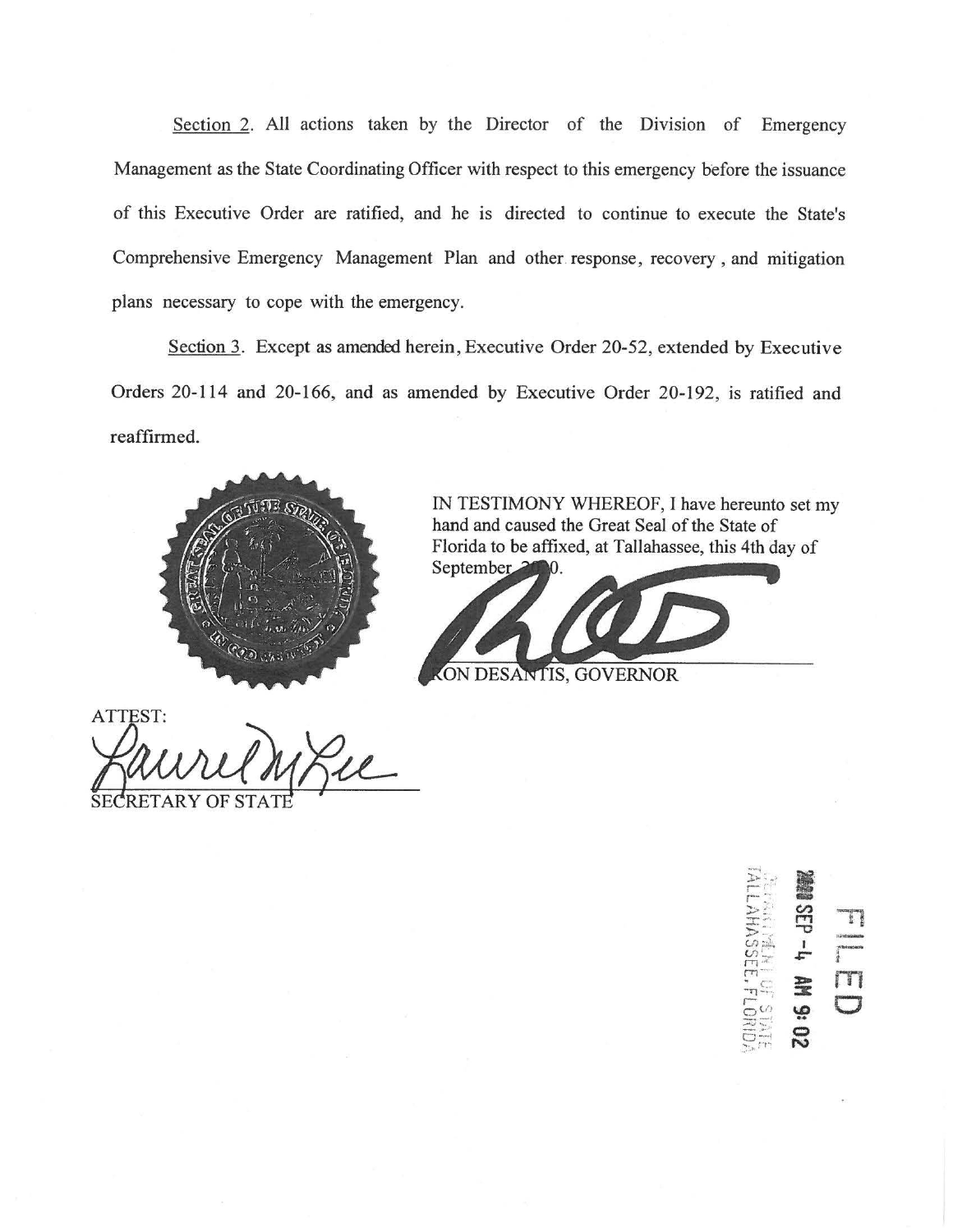Section 2. All actions taken by the Director of the Division of Emergency Management as the State Coordinating Officer with respect to this emergency before the issuance of this Executive Order are ratified, and he is directed to continue to execute the State's Comprehensive Emergency Management Plan and other response, recovery, and mitigation plans necessary to cope with the emergency.

Section 3. Except as amended herein, Executive Order 20-52, extended by Executive Orders 20-114 and 20-166, and as amended by Executive Order 20-192, is ratified and reaffirmed.

IN TESTIMONY WHEREOF, I have hereunto set my hand and caused the Great Seal of the State of Florida to be affixed, at Tallahassee, this 4th day of September 2020.

RON DESANTIS, GOVERNOR

ATTEST:

SECRETARY OF STATE

FILED

2020 SEP -4 AM 9:02

DEPARTMENT OF STATE
TALLAHASSEE, FLORIDA